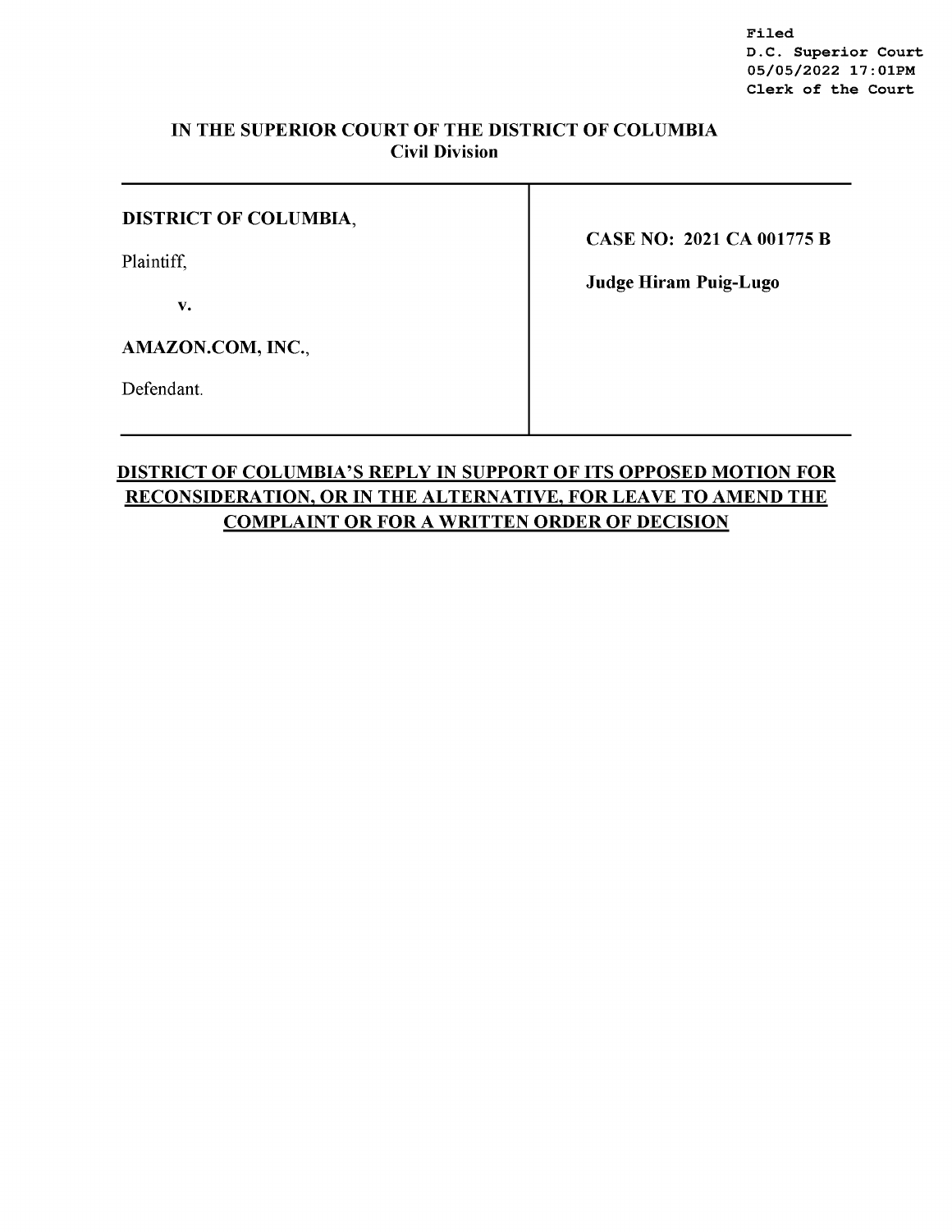Filed
D.C. Superior Court
05/05/2022 17:01PM
Clerk of the Court

**IN THE SUPERIOR COURT OF THE DISTRICT OF COLUMBIA**
**Civil Division**

| | |
|---|---|
| **DISTRICT OF COLUMBIA**,<br><br>Plaintiff,<br><br>**v.**<br><br>**AMAZON.COM, INC.**,<br><br>Defendant. | **CASE NO: 2021 CA 001775 B**<br><br>**Judge Hiram Puig-Lugo** |

**<u>DISTRICT OF COLUMBIA'S REPLY IN SUPPORT OF ITS OPPOSED MOTION FOR RECONSIDERATION, OR IN THE ALTERNATIVE, FOR LEAVE TO AMEND THE COMPLAINT OR FOR A WRITTEN ORDER OF DECISION</u>**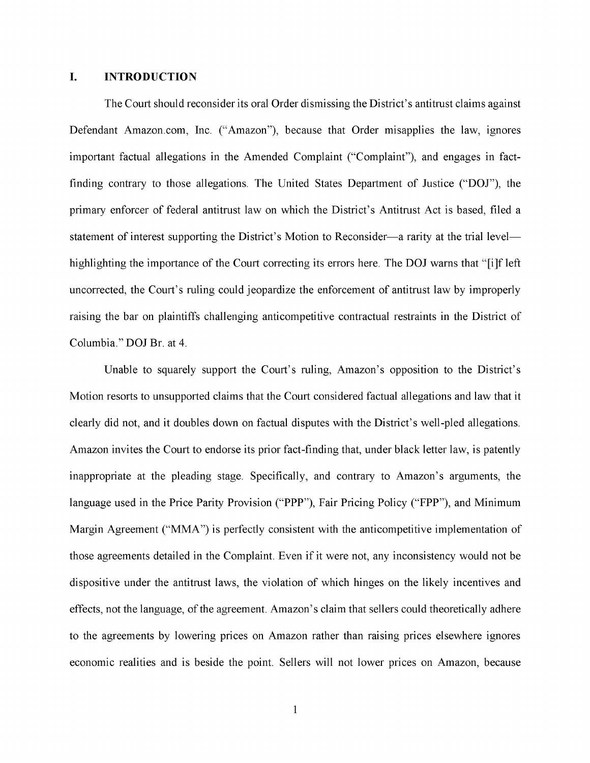## I. INTRODUCTION

The Court should reconsider its oral Order dismissing the District's antitrust claims against Defendant Amazon.com, Inc. ("Amazon"), because that Order misapplies the law, ignores important factual allegations in the Amended Complaint ("Complaint"), and engages in fact-finding contrary to those allegations. The United States Department of Justice ("DOJ"), the primary enforcer of federal antitrust law on which the District's Antitrust Act is based, filed a statement of interest supporting the District's Motion to Reconsider—a rarity at the trial level—highlighting the importance of the Court correcting its errors here. The DOJ warns that "[i]f left uncorrected, the Court's ruling could jeopardize the enforcement of antitrust law by improperly raising the bar on plaintiffs challenging anticompetitive contractual restraints in the District of Columbia." DOJ Br. at 4.

Unable to squarely support the Court's ruling, Amazon's opposition to the District's Motion resorts to unsupported claims that the Court considered factual allegations and law that it clearly did not, and it doubles down on factual disputes with the District's well-pled allegations. Amazon invites the Court to endorse its prior fact-finding that, under black letter law, is patently inappropriate at the pleading stage. Specifically, and contrary to Amazon's arguments, the language used in the Price Parity Provision ("PPP"), Fair Pricing Policy ("FPP"), and Minimum Margin Agreement ("MMA") is perfectly consistent with the anticompetitive implementation of those agreements detailed in the Complaint. Even if it were not, any inconsistency would not be dispositive under the antitrust laws, the violation of which hinges on the likely incentives and effects, not the language, of the agreement. Amazon's claim that sellers could theoretically adhere to the agreements by lowering prices on Amazon rather than raising prices elsewhere ignores economic realities and is beside the point. Sellers will not lower prices on Amazon, because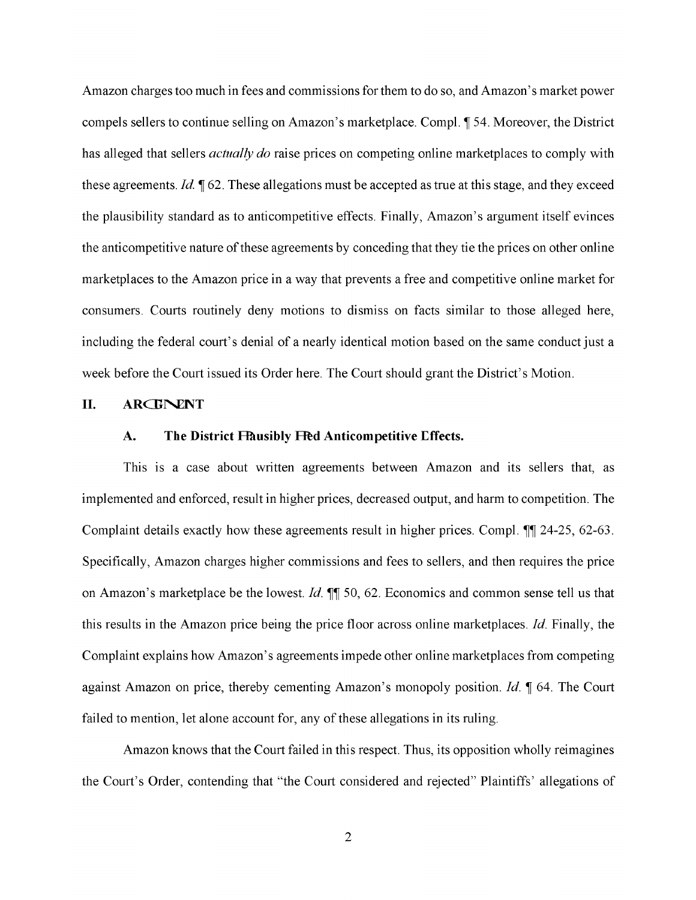Amazon charges too much in fees and commissions for them to do so, and Amazon's market power compels sellers to continue selling on Amazon's marketplace. Compl. ¶ 54. Moreover, the District has alleged that sellers *actually do* raise prices on competing online marketplaces to comply with these agreements. *Id.* ¶ 62. These allegations must be accepted as true at this stage, and they exceed the plausibility standard as to anticompetitive effects. Finally, Amazon's argument itself evinces the anticompetitive nature of these agreements by conceding that they tie the prices on other online marketplaces to the Amazon price in a way that prevents a free and competitive online market for consumers. Courts routinely deny motions to dismiss on facts similar to those alleged here, including the federal court's denial of a nearly identical motion based on the same conduct just a week before the Court issued its Order here. The Court should grant the District's Motion.

## II. ARGUMENT

### A. The District Plausibly Pled Anticompetitive Effects.

This is a case about written agreements between Amazon and its sellers that, as implemented and enforced, result in higher prices, decreased output, and harm to competition. The Complaint details exactly how these agreements result in higher prices. Compl. ¶¶ 24-25, 62-63. Specifically, Amazon charges higher commissions and fees to sellers, and then requires the price on Amazon's marketplace be the lowest. *Id.* ¶¶ 50, 62. Economics and common sense tell us that this results in the Amazon price being the price floor across online marketplaces. *Id.* Finally, the Complaint explains how Amazon's agreements impede other online marketplaces from competing against Amazon on price, thereby cementing Amazon's monopoly position. *Id.* ¶ 64. The Court failed to mention, let alone account for, any of these allegations in its ruling.

Amazon knows that the Court failed in this respect. Thus, its opposition wholly reimagines the Court's Order, contending that "the Court considered and rejected" Plaintiffs' allegations of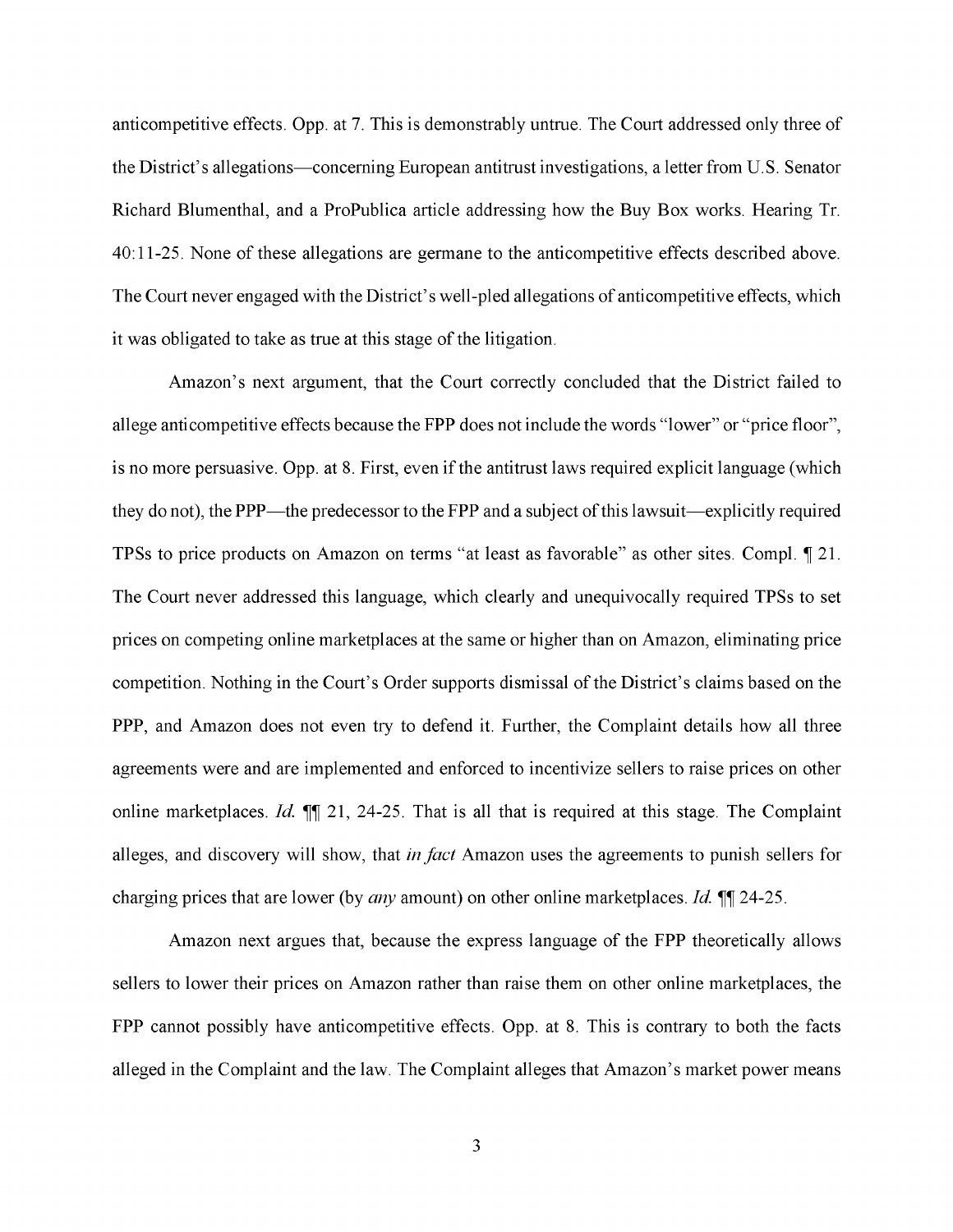anticompetitive effects. Opp. at 7. This is demonstrably untrue. The Court addressed only three of the District's allegations—concerning European antitrust investigations, a letter from U.S. Senator Richard Blumenthal, and a ProPublica article addressing how the Buy Box works. Hearing Tr. 40:11-25. None of these allegations are germane to the anticompetitive effects described above. The Court never engaged with the District's well-pled allegations of anticompetitive effects, which it was obligated to take as true at this stage of the litigation.

Amazon's next argument, that the Court correctly concluded that the District failed to allege anticompetitive effects because the FPP does not include the words "lower" or "price floor", is no more persuasive. Opp. at 8. First, even if the antitrust laws required explicit language (which they do not), the PPP—the predecessor to the FPP and a subject of this lawsuit—explicitly required TPSs to price products on Amazon on terms "at least as favorable" as other sites. Compl. ¶ 21. The Court never addressed this language, which clearly and unequivocally required TPSs to set prices on competing online marketplaces at the same or higher than on Amazon, eliminating price competition. Nothing in the Court's Order supports dismissal of the District's claims based on the PPP, and Amazon does not even try to defend it. Further, the Complaint details how all three agreements were and are implemented and enforced to incentivize sellers to raise prices on other online marketplaces. *Id.* ¶¶ 21, 24-25. That is all that is required at this stage. The Complaint alleges, and discovery will show, that *in fact* Amazon uses the agreements to punish sellers for charging prices that are lower (by *any* amount) on other online marketplaces. *Id.* ¶¶ 24-25.

Amazon next argues that, because the express language of the FPP theoretically allows sellers to lower their prices on Amazon rather than raise them on other online marketplaces, the FPP cannot possibly have anticompetitive effects. Opp. at 8. This is contrary to both the facts alleged in the Complaint and the law. The Complaint alleges that Amazon's market power means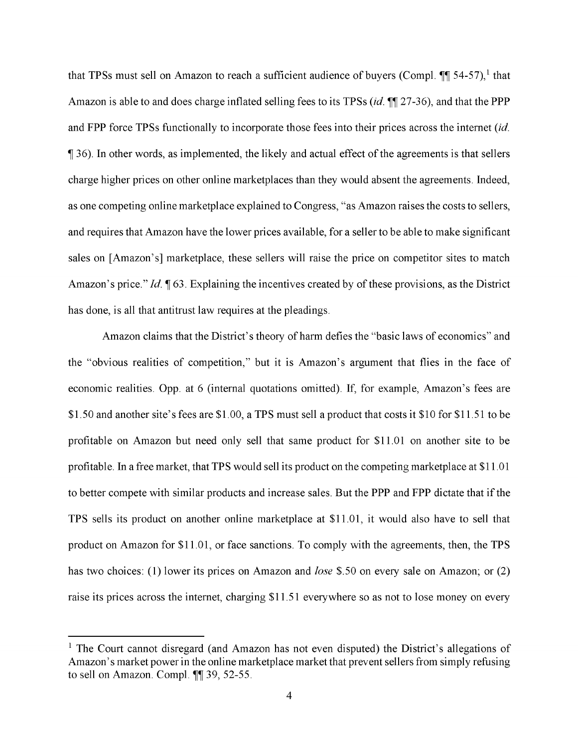that TPSs must sell on Amazon to reach a sufficient audience of buyers (Compl. ¶¶ 54-57),[1] that Amazon is able to and does charge inflated selling fees to its TPSs (*id.* ¶¶ 27-36), and that the PPP and FPP force TPSs functionally to incorporate those fees into their prices across the internet (*id.* ¶ 36). In other words, as implemented, the likely and actual effect of the agreements is that sellers charge higher prices on other online marketplaces than they would absent the agreements. Indeed, as one competing online marketplace explained to Congress, "as Amazon raises the costs to sellers, and requires that Amazon have the lower prices available, for a seller to be able to make significant sales on [Amazon's] marketplace, these sellers will raise the price on competitor sites to match Amazon's price." *Id.* ¶ 63. Explaining the incentives created by of these provisions, as the District has done, is all that antitrust law requires at the pleadings.

Amazon claims that the District's theory of harm defies the "basic laws of economics" and the "obvious realities of competition," but it is Amazon's argument that flies in the face of economic realities. Opp. at 6 (internal quotations omitted). If, for example, Amazon's fees are $1.50 and another site's fees are $1.00, a TPS must sell a product that costs it $10 for $11.51 to be profitable on Amazon but need only sell that same product for $11.01 on another site to be profitable. In a free market, that TPS would sell its product on the competing marketplace at $11.01 to better compete with similar products and increase sales. But the PPP and FPP dictate that if the TPS sells its product on another online marketplace at $11.01, it would also have to sell that product on Amazon for $11.01, or face sanctions. To comply with the agreements, then, the TPS has two choices: (1) lower its prices on Amazon and *lose* $.50 on every sale on Amazon; or (2) raise its prices across the internet, charging $11.51 everywhere so as not to lose money on every

---

[1] The Court cannot disregard (and Amazon has not even disputed) the District's allegations of Amazon's market power in the online marketplace market that prevent sellers from simply refusing to sell on Amazon. Compl. ¶¶ 39, 52-55.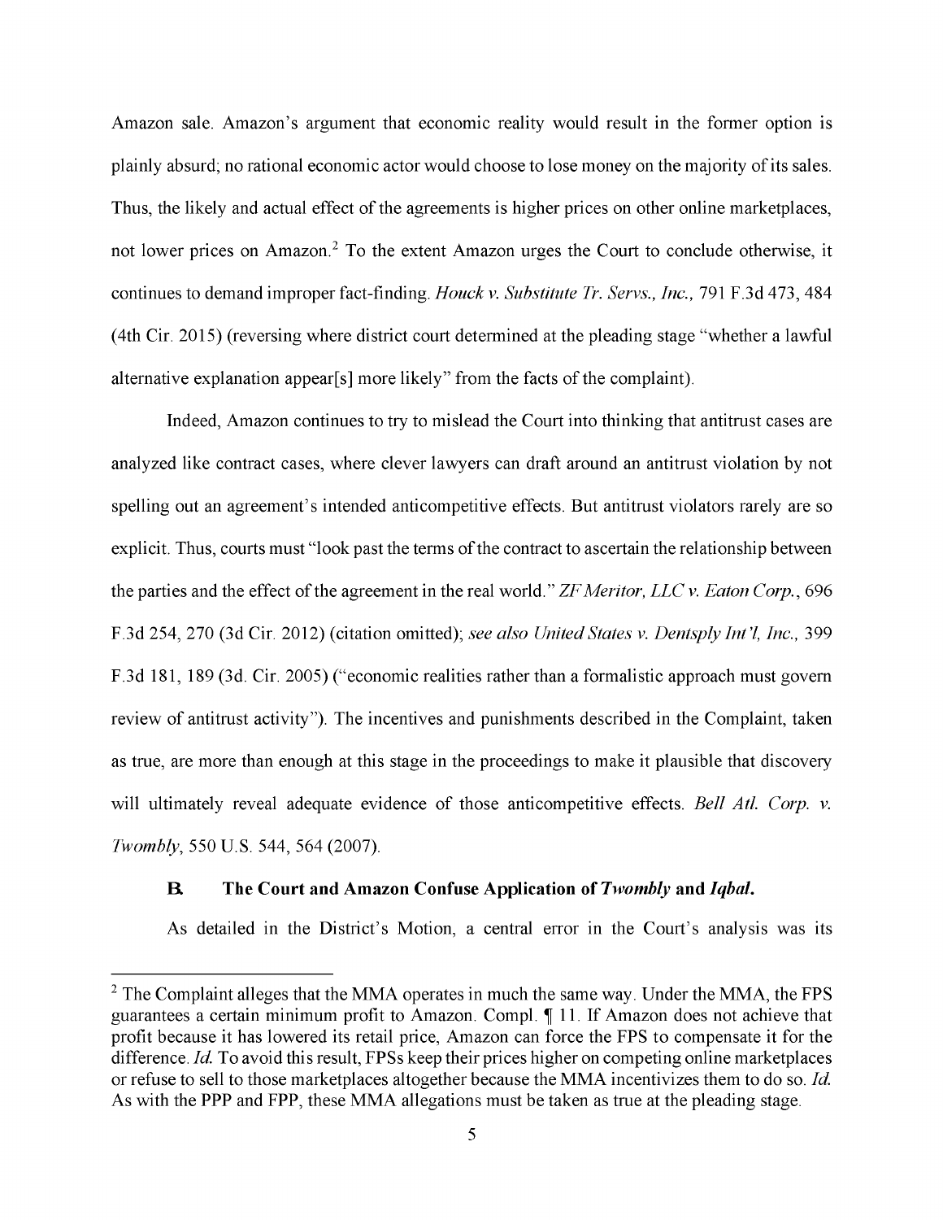Amazon sale. Amazon's argument that economic reality would result in the former option is plainly absurd; no rational economic actor would choose to lose money on the majority of its sales. Thus, the likely and actual effect of the agreements is higher prices on other online marketplaces, not lower prices on Amazon.[2] To the extent Amazon urges the Court to conclude otherwise, it continues to demand improper fact-finding. *Houck v. Substitute Tr. Servs., Inc.*, 791 F.3d 473, 484 (4th Cir. 2015) (reversing where district court determined at the pleading stage "whether a lawful alternative explanation appear[s] more likely" from the facts of the complaint).

Indeed, Amazon continues to try to mislead the Court into thinking that antitrust cases are analyzed like contract cases, where clever lawyers can draft around an antitrust violation by not spelling out an agreement's intended anticompetitive effects. But antitrust violators rarely are so explicit. Thus, courts must "look past the terms of the contract to ascertain the relationship between the parties and the effect of the agreement in the real world." *ZF Meritor, LLC v. Eaton Corp.*, 696 F.3d 254, 270 (3d Cir. 2012) (citation omitted); *see also United States v. Dentsply Int'l, Inc.*, 399 F.3d 181, 189 (3d. Cir. 2005) ("economic realities rather than a formalistic approach must govern review of antitrust activity"). The incentives and punishments described in the Complaint, taken as true, are more than enough at this stage in the proceedings to make it plausible that discovery will ultimately reveal adequate evidence of those anticompetitive effects. *Bell Atl. Corp. v. Twombly*, 550 U.S. 544, 564 (2007).

### B. The Court and Amazon Confuse Application of *Twombly* and *Iqbal*.

As detailed in the District's Motion, a central error in the Court's analysis was its

---

[2] The Complaint alleges that the MMA operates in much the same way. Under the MMA, the FPS guarantees a certain minimum profit to Amazon. Compl. ¶ 11. If Amazon does not achieve that profit because it has lowered its retail price, Amazon can force the FPS to compensate it for the difference. *Id.* To avoid this result, FPSs keep their prices higher on competing online marketplaces or refuse to sell to those marketplaces altogether because the MMA incentivizes them to do so. *Id.* As with the PPP and FPP, these MMA allegations must be taken as true at the pleading stage.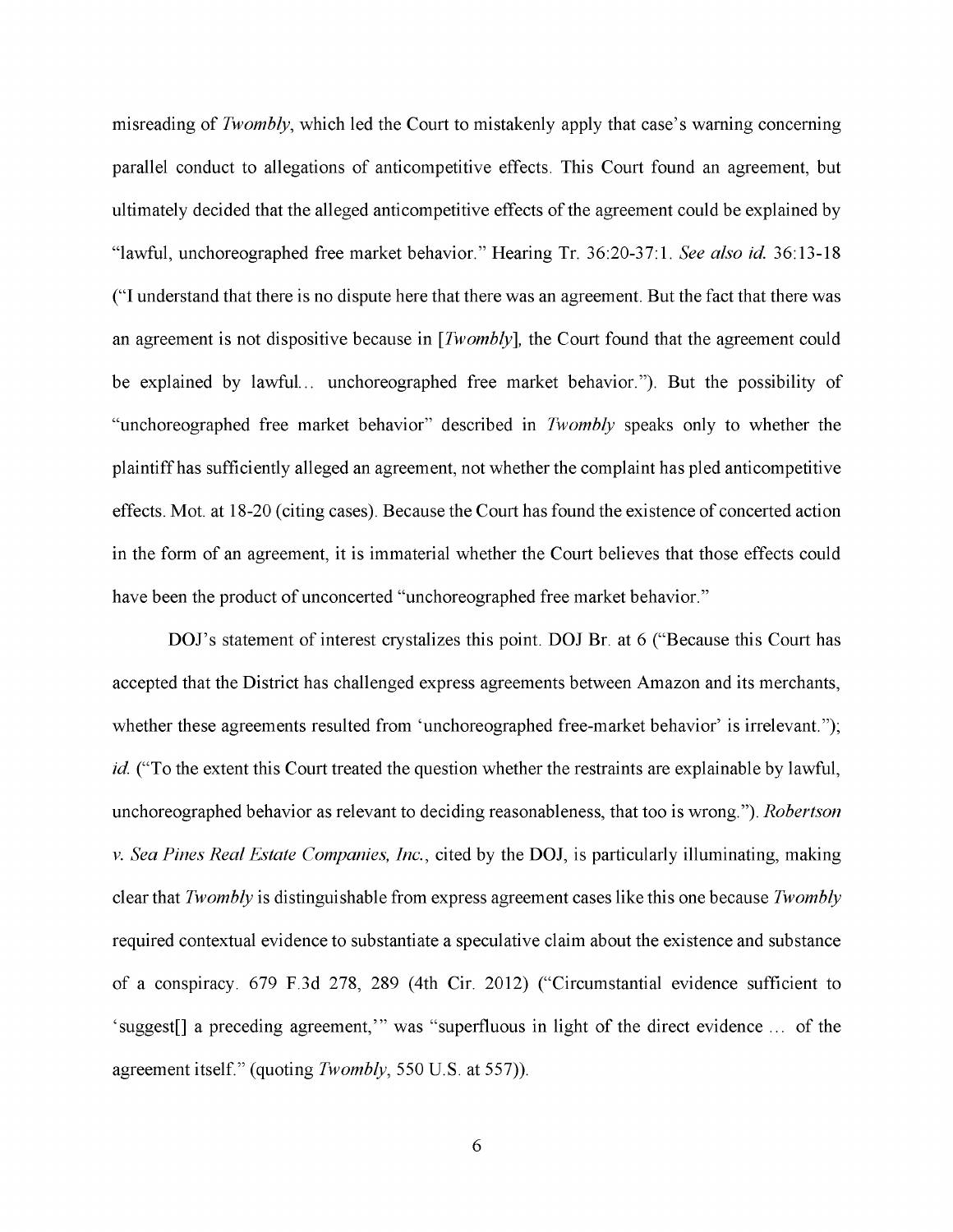misreading of *Twombly*, which led the Court to mistakenly apply that case's warning concerning parallel conduct to allegations of anticompetitive effects. This Court found an agreement, but ultimately decided that the alleged anticompetitive effects of the agreement could be explained by "lawful, unchoreographed free market behavior." Hearing Tr. 36:20-37:1. *See also id.* 36:13-18 ("I understand that there is no dispute here that there was an agreement. But the fact that there was an agreement is not dispositive because in [*Twombly*], the Court found that the agreement could be explained by lawful... unchoreographed free market behavior."). But the possibility of "unchoreographed free market behavior" described in *Twombly* speaks only to whether the plaintiff has sufficiently alleged an agreement, not whether the complaint has pled anticompetitive effects. Mot. at 18-20 (citing cases). Because the Court has found the existence of concerted action in the form of an agreement, it is immaterial whether the Court believes that those effects could have been the product of unconcerted "unchoreographed free market behavior."

DOJ's statement of interest crystalizes this point. DOJ Br. at 6 ("Because this Court has accepted that the District has challenged express agreements between Amazon and its merchants, whether these agreements resulted from 'unchoreographed free-market behavior' is irrelevant."); *id.* ("To the extent this Court treated the question whether the restraints are explainable by lawful, unchoreographed behavior as relevant to deciding reasonableness, that too is wrong."). *Robertson v. Sea Pines Real Estate Companies, Inc.*, cited by the DOJ, is particularly illuminating, making clear that *Twombly* is distinguishable from express agreement cases like this one because *Twombly* required contextual evidence to substantiate a speculative claim about the existence and substance of a conspiracy. 679 F.3d 278, 289 (4th Cir. 2012) ("Circumstantial evidence sufficient to 'suggest[] a preceding agreement,'" was "superfluous in light of the direct evidence ... of the agreement itself." (quoting *Twombly*, 550 U.S. at 557)).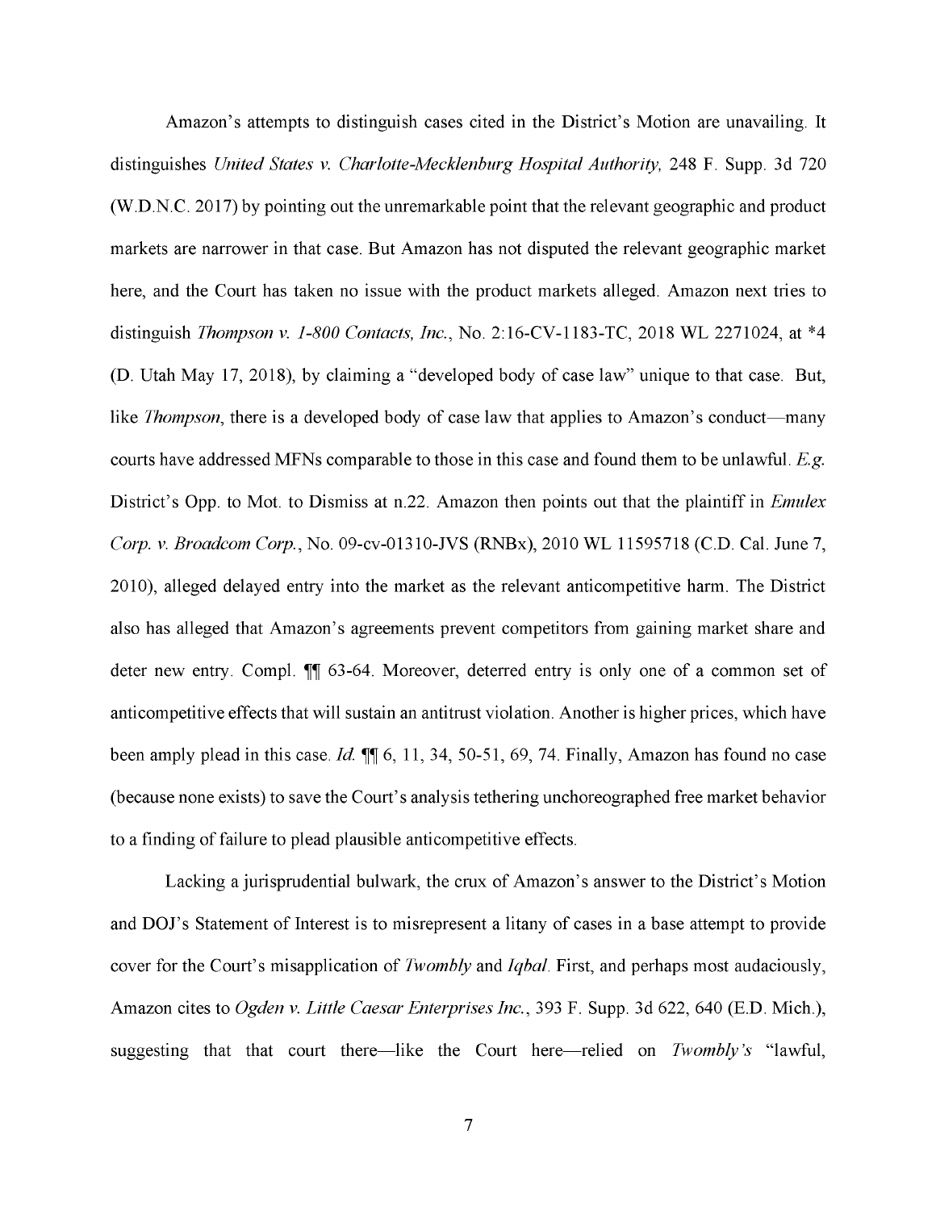Amazon's attempts to distinguish cases cited in the District's Motion are unavailing. It distinguishes *United States v. Charlotte-Mecklenburg Hospital Authority,* 248 F. Supp. 3d 720 (W.D.N.C. 2017) by pointing out the unremarkable point that the relevant geographic and product markets are narrower in that case. But Amazon has not disputed the relevant geographic market here, and the Court has taken no issue with the product markets alleged. Amazon next tries to distinguish *Thompson v. 1-800 Contacts, Inc.*, No. 2:16-CV-1183-TC, 2018 WL 2271024, at *4 (D. Utah May 17, 2018), by claiming a "developed body of case law" unique to that case. But, like *Thompson*, there is a developed body of case law that applies to Amazon's conduct—many courts have addressed MFNs comparable to those in this case and found them to be unlawful. *E.g.* District's Opp. to Mot. to Dismiss at n.22. Amazon then points out that the plaintiff in *Emulex Corp. v. Broadcom Corp.*, No. 09-cv-01310-JVS (RNBx), 2010 WL 11595718 (C.D. Cal. June 7, 2010), alleged delayed entry into the market as the relevant anticompetitive harm. The District also has alleged that Amazon's agreements prevent competitors from gaining market share and deter new entry. Compl. ¶¶ 63-64. Moreover, deterred entry is only one of a common set of anticompetitive effects that will sustain an antitrust violation. Another is higher prices, which have been amply plead in this case. *Id.* ¶¶ 6, 11, 34, 50-51, 69, 74. Finally, Amazon has found no case (because none exists) to save the Court's analysis tethering unchoreographed free market behavior to a finding of failure to plead plausible anticompetitive effects.

Lacking a jurisprudential bulwark, the crux of Amazon's answer to the District's Motion and DOJ's Statement of Interest is to misrepresent a litany of cases in a base attempt to provide cover for the Court's misapplication of *Twombly* and *Iqbal*. First, and perhaps most audaciously, Amazon cites to *Ogden v. Little Caesar Enterprises Inc.*, 393 F. Supp. 3d 622, 640 (E.D. Mich.), suggesting that that court there—like the Court here—relied on *Twombly's* "lawful,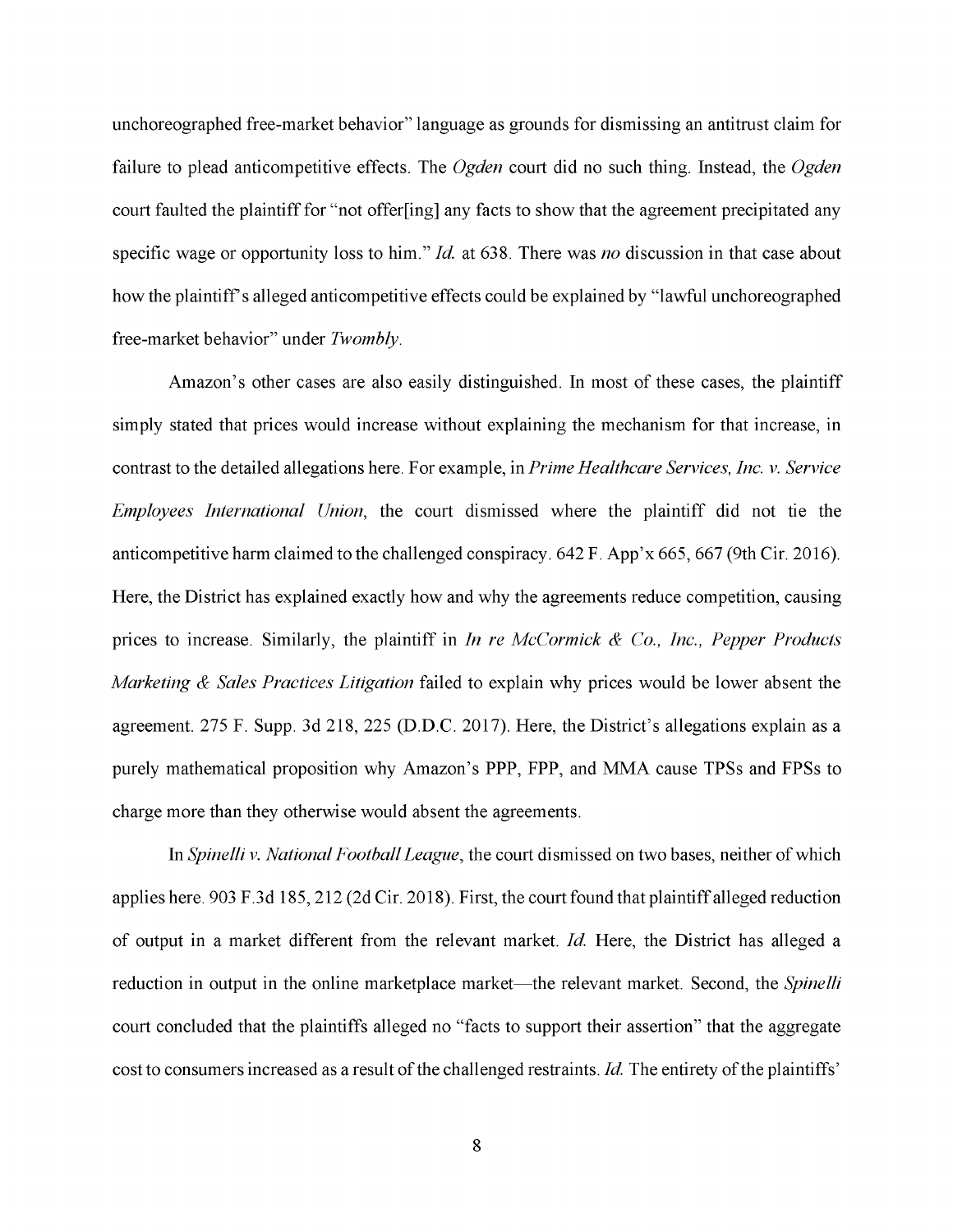unchoreographed free-market behavior" language as grounds for dismissing an antitrust claim for failure to plead anticompetitive effects. The *Ogden* court did no such thing. Instead, the *Ogden* court faulted the plaintiff for "not offer[ing] any facts to show that the agreement precipitated any specific wage or opportunity loss to him." *Id.* at 638. There was *no* discussion in that case about how the plaintiff's alleged anticompetitive effects could be explained by "lawful unchoreographed free-market behavior" under *Twombly*.

Amazon's other cases are also easily distinguished. In most of these cases, the plaintiff simply stated that prices would increase without explaining the mechanism for that increase, in contrast to the detailed allegations here. For example, in *Prime Healthcare Services, Inc. v. Service Employees International Union*, the court dismissed where the plaintiff did not tie the anticompetitive harm claimed to the challenged conspiracy. 642 F. App'x 665, 667 (9th Cir. 2016). Here, the District has explained exactly how and why the agreements reduce competition, causing prices to increase. Similarly, the plaintiff in *In re McCormick & Co., Inc., Pepper Products Marketing & Sales Practices Litigation* failed to explain why prices would be lower absent the agreement. 275 F. Supp. 3d 218, 225 (D.D.C. 2017). Here, the District's allegations explain as a purely mathematical proposition why Amazon's PPP, FPP, and MMA cause TPSs and FPSs to charge more than they otherwise would absent the agreements.

In *Spinelli v. National Football League*, the court dismissed on two bases, neither of which applies here. 903 F.3d 185, 212 (2d Cir. 2018). First, the court found that plaintiff alleged reduction of output in a market different from the relevant market. *Id.* Here, the District has alleged a reduction in output in the online marketplace market—the relevant market. Second, the *Spinelli* court concluded that the plaintiffs alleged no "facts to support their assertion" that the aggregate cost to consumers increased as a result of the challenged restraints. *Id.* The entirety of the plaintiffs'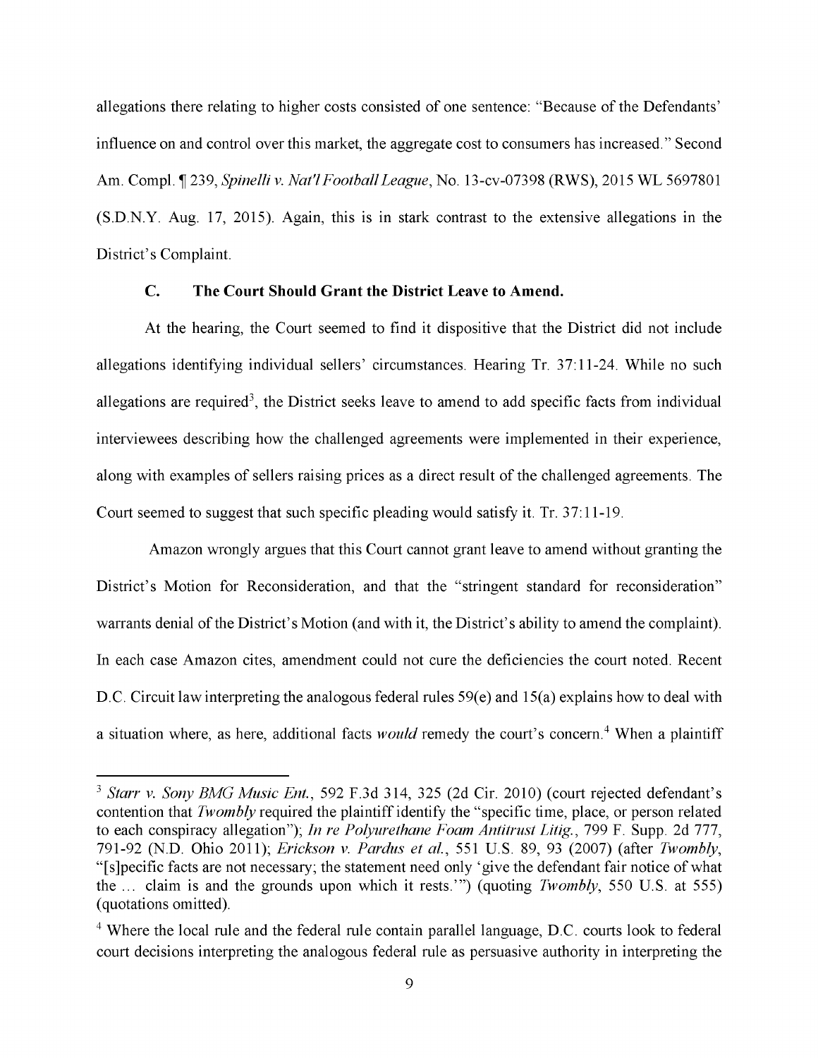allegations there relating to higher costs consisted of one sentence: "Because of the Defendants' influence on and control over this market, the aggregate cost to consumers has increased." Second Am. Compl. ¶ 239, *Spinelli v. Nat'l Football League*, No. 13-cv-07398 (RWS), 2015 WL 5697801 (S.D.N.Y. Aug. 17, 2015). Again, this is in stark contrast to the extensive allegations in the District's Complaint.

### C. The Court Should Grant the District Leave to Amend.

At the hearing, the Court seemed to find it dispositive that the District did not include allegations identifying individual sellers' circumstances. Hearing Tr. 37:11-24. While no such allegations are required[3], the District seeks leave to amend to add specific facts from individual interviewees describing how the challenged agreements were implemented in their experience, along with examples of sellers raising prices as a direct result of the challenged agreements. The Court seemed to suggest that such specific pleading would satisfy it. Tr. 37:11-19.

Amazon wrongly argues that this Court cannot grant leave to amend without granting the District's Motion for Reconsideration, and that the "stringent standard for reconsideration" warrants denial of the District's Motion (and with it, the District's ability to amend the complaint). In each case Amazon cites, amendment could not cure the deficiencies the court noted. Recent D.C. Circuit law interpreting the analogous federal rules 59(e) and 15(a) explains how to deal with a situation where, as here, additional facts *would* remedy the court's concern.[4] When a plaintiff

---

[3] *Starr v. Sony BMG Music Ent.*, 592 F.3d 314, 325 (2d Cir. 2010) (court rejected defendant's contention that *Twombly* required the plaintiff identify the "specific time, place, or person related to each conspiracy allegation"); *In re Polyurethane Foam Antitrust Litig.*, 799 F. Supp. 2d 777, 791-92 (N.D. Ohio 2011); *Erickson v. Pardus et al.*, 551 U.S. 89, 93 (2007) (after *Twombly*, "[s]pecific facts are not necessary; the statement need only 'give the defendant fair notice of what the … claim is and the grounds upon which it rests.'") (quoting *Twombly*, 550 U.S. at 555) (quotations omitted).

[4] Where the local rule and the federal rule contain parallel language, D.C. courts look to federal court decisions interpreting the analogous federal rule as persuasive authority in interpreting the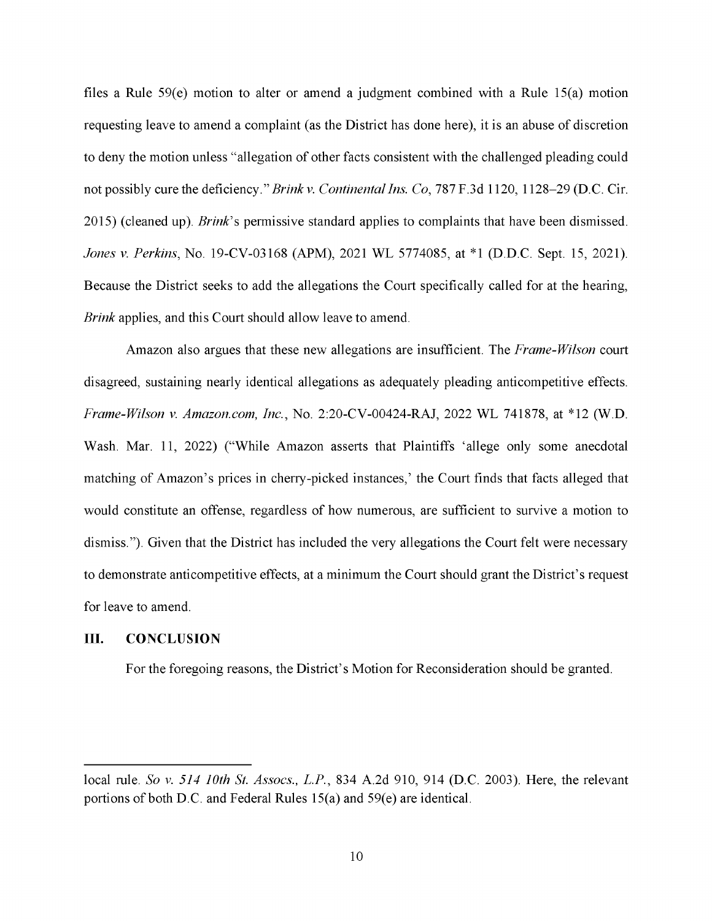files a Rule 59(e) motion to alter or amend a judgment combined with a Rule 15(a) motion requesting leave to amend a complaint (as the District has done here), it is an abuse of discretion to deny the motion unless "allegation of other facts consistent with the challenged pleading could not possibly cure the deficiency." *Brink v. Continental Ins. Co*, 787 F.3d 1120, 1128–29 (D.C. Cir. 2015) (cleaned up). *Brink*'s permissive standard applies to complaints that have been dismissed. *Jones v. Perkins*, No. 19-CV-03168 (APM), 2021 WL 5774085, at *1 (D.D.C. Sept. 15, 2021). Because the District seeks to add the allegations the Court specifically called for at the hearing, *Brink* applies, and this Court should allow leave to amend.

Amazon also argues that these new allegations are insufficient. The *Frame-Wilson* court disagreed, sustaining nearly identical allegations as adequately pleading anticompetitive effects. *Frame-Wilson v. Amazon.com, Inc.*, No. 2:20-CV-00424-RAJ, 2022 WL 741878, at *12 (W.D. Wash. Mar. 11, 2022) ("While Amazon asserts that Plaintiffs 'allege only some anecdotal matching of Amazon's prices in cherry-picked instances,' the Court finds that facts alleged that would constitute an offense, regardless of how numerous, are sufficient to survive a motion to dismiss."). Given that the District has included the very allegations the Court felt were necessary to demonstrate anticompetitive effects, at a minimum the Court should grant the District's request for leave to amend.

## III. CONCLUSION

For the foregoing reasons, the District's Motion for Reconsideration should be granted.

---

local rule. *So v. 514 10th St. Assocs., L.P.*, 834 A.2d 910, 914 (D.C. 2003). Here, the relevant portions of both D.C. and Federal Rules 15(a) and 59(e) are identical.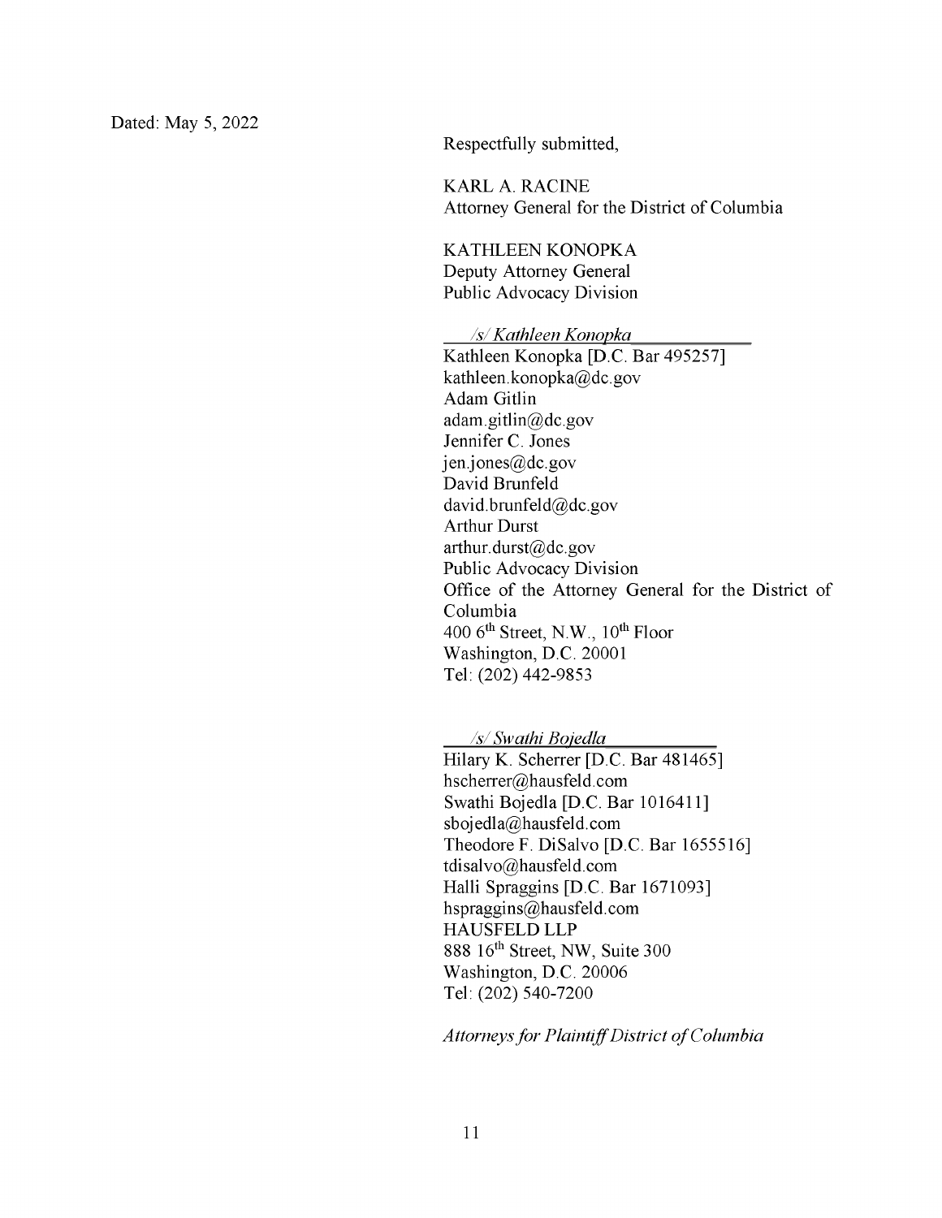Dated: May 5, 2022

Respectfully submitted,

KARL A. RACINE
Attorney General for the District of Columbia

KATHLEEN KONOPKA
Deputy Attorney General
Public Advocacy Division

*/s/ Kathleen Konopka*

Kathleen Konopka [D.C. Bar 495257]
kathleen.konopka@dc.gov
Adam Gitlin
adam.gitlin@dc.gov
Jennifer C. Jones
jen.jones@dc.gov
David Brunfeld
david.brunfeld@dc.gov
Arthur Durst
arthur.durst@dc.gov
Public Advocacy Division
Office of the Attorney General for the District of Columbia
400 6th Street, N.W., 10th Floor
Washington, D.C. 20001
Tel: (202) 442-9853

*/s/ Swathi Bojedla*

Hilary K. Scherrer [D.C. Bar 481465]
hscherrer@hausfeld.com
Swathi Bojedla [D.C. Bar 1016411]
sbojedla@hausfeld.com
Theodore F. DiSalvo [D.C. Bar 1655516]
tdisalvo@hausfeld.com
Halli Spraggins [D.C. Bar 1671093]
hspraggins@hausfeld.com
HAUSFELD LLP
888 16th Street, NW, Suite 300
Washington, D.C. 20006
Tel: (202) 540-7200

*Attorneys for Plaintiff District of Columbia*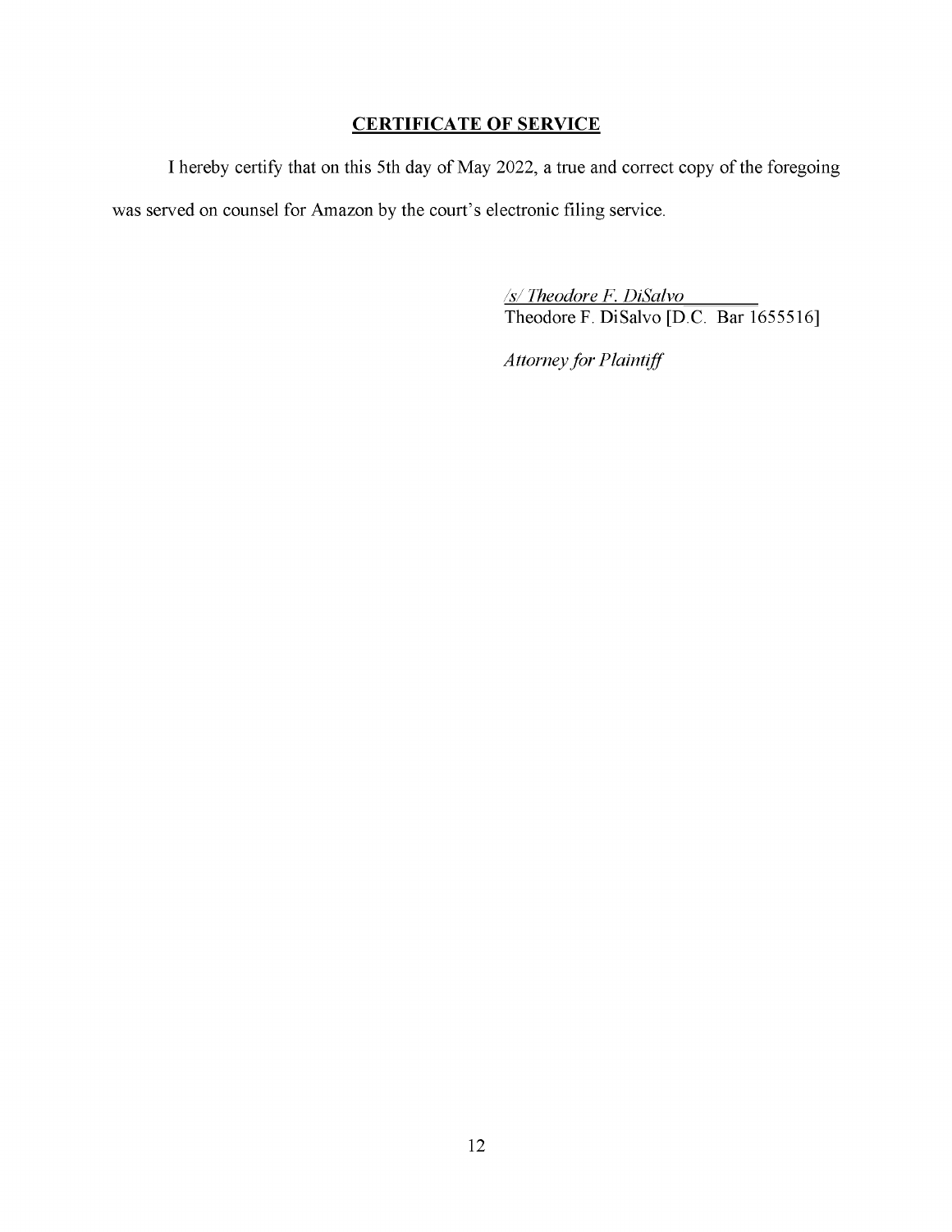## CERTIFICATE OF SERVICE

I hereby certify that on this 5th day of May 2022, a true and correct copy of the foregoing was served on counsel for Amazon by the court's electronic filing service.

/s/ *Theodore F. DiSalvo*
Theodore F. DiSalvo [D.C. Bar 1655516]

*Attorney for Plaintiff*